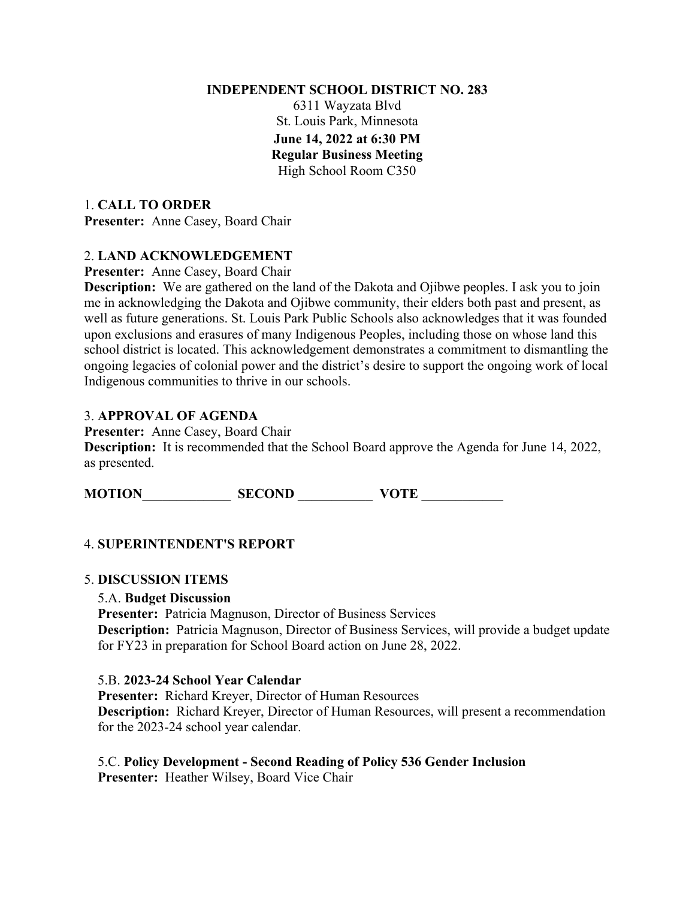**INDEPENDENT SCHOOL DISTRICT NO. 283**
6311 Wayzata Blvd
St. Louis Park, Minnesota
**June 14, 2022 at 6:30 PM**
**Regular Business Meeting**
High School Room C350

1. **CALL TO ORDER**
**Presenter:** Anne Casey, Board Chair

2. **LAND ACKNOWLEDGEMENT**
**Presenter:** Anne Casey, Board Chair
**Description:** We are gathered on the land of the Dakota and Ojibwe peoples. I ask you to join me in acknowledging the Dakota and Ojibwe community, their elders both past and present, as well as future generations. St. Louis Park Public Schools also acknowledges that it was founded upon exclusions and erasures of many Indigenous Peoples, including those on whose land this school district is located. This acknowledgement demonstrates a commitment to dismantling the ongoing legacies of colonial power and the district's desire to support the ongoing work of local Indigenous communities to thrive in our schools.

3. **APPROVAL OF AGENDA**
**Presenter:** Anne Casey, Board Chair
**Description:** It is recommended that the School Board approve the Agenda for June 14, 2022, as presented.

**MOTION**_____________ **SECOND** ___________ **VOTE** ____________

4. **SUPERINTENDENT'S REPORT**

5. **DISCUSSION ITEMS**

5.A. **Budget Discussion**
**Presenter:** Patricia Magnuson, Director of Business Services
**Description:** Patricia Magnuson, Director of Business Services, will provide a budget update for FY23 in preparation for School Board action on June 28, 2022.

5.B. **2023-24 School Year Calendar**
**Presenter:** Richard Kreyer, Director of Human Resources
**Description:** Richard Kreyer, Director of Human Resources, will present a recommendation for the 2023-24 school year calendar.

5.C. **Policy Development - Second Reading of Policy 536 Gender Inclusion**
**Presenter:** Heather Wilsey, Board Vice Chair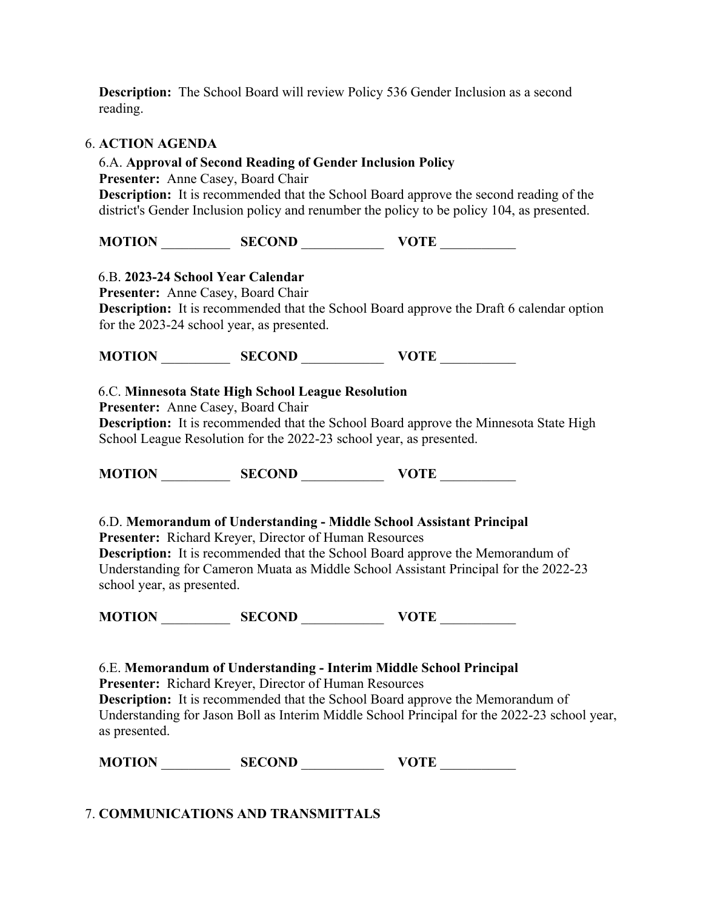**Description:** The School Board will review Policy 536 Gender Inclusion as a second reading.

6. **ACTION AGENDA**

6.A. **Approval of Second Reading of Gender Inclusion Policy**
**Presenter:** Anne Casey, Board Chair
**Description:** It is recommended that the School Board approve the second reading of the district's Gender Inclusion policy and renumber the policy to be policy 104, as presented.

**MOTION** __________ **SECOND** ____________ **VOTE** ___________

6.B. **2023-24 School Year Calendar**
**Presenter:** Anne Casey, Board Chair
**Description:** It is recommended that the School Board approve the Draft 6 calendar option for the 2023-24 school year, as presented.

**MOTION** __________ **SECOND** ____________ **VOTE** ___________

6.C. **Minnesota State High School League Resolution**
**Presenter:** Anne Casey, Board Chair
**Description:** It is recommended that the School Board approve the Minnesota State High School League Resolution for the 2022-23 school year, as presented.

**MOTION** __________ **SECOND** ____________ **VOTE** ___________

6.D. **Memorandum of Understanding - Middle School Assistant Principal**
**Presenter:** Richard Kreyer, Director of Human Resources
**Description:** It is recommended that the School Board approve the Memorandum of Understanding for Cameron Muata as Middle School Assistant Principal for the 2022-23 school year, as presented.

**MOTION** __________ **SECOND** ____________ **VOTE** ___________

6.E. **Memorandum of Understanding - Interim Middle School Principal**
**Presenter:** Richard Kreyer, Director of Human Resources
**Description:** It is recommended that the School Board approve the Memorandum of Understanding for Jason Boll as Interim Middle School Principal for the 2022-23 school year, as presented.

**MOTION** __________ **SECOND** ____________ **VOTE** ___________

7. **COMMUNICATIONS AND TRANSMITTALS**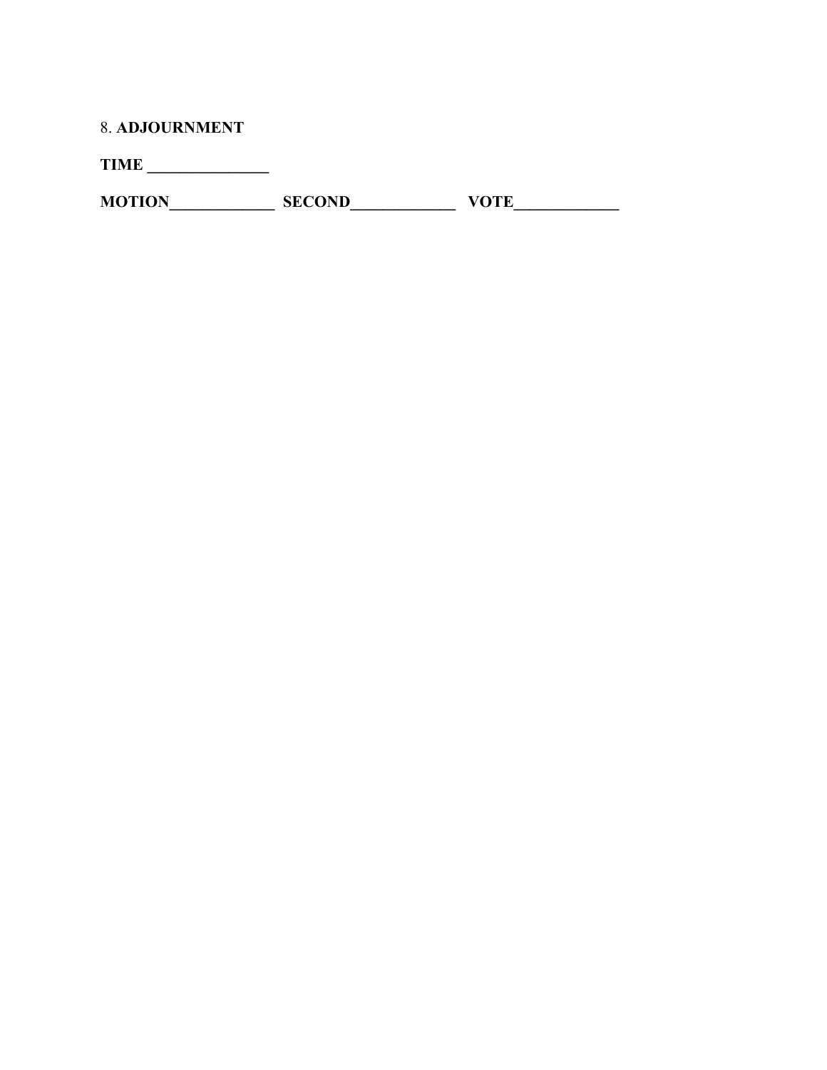8. **ADJOURNMENT**

**TIME _______________**

**MOTION_____________ SECOND_____________ VOTE_____________**